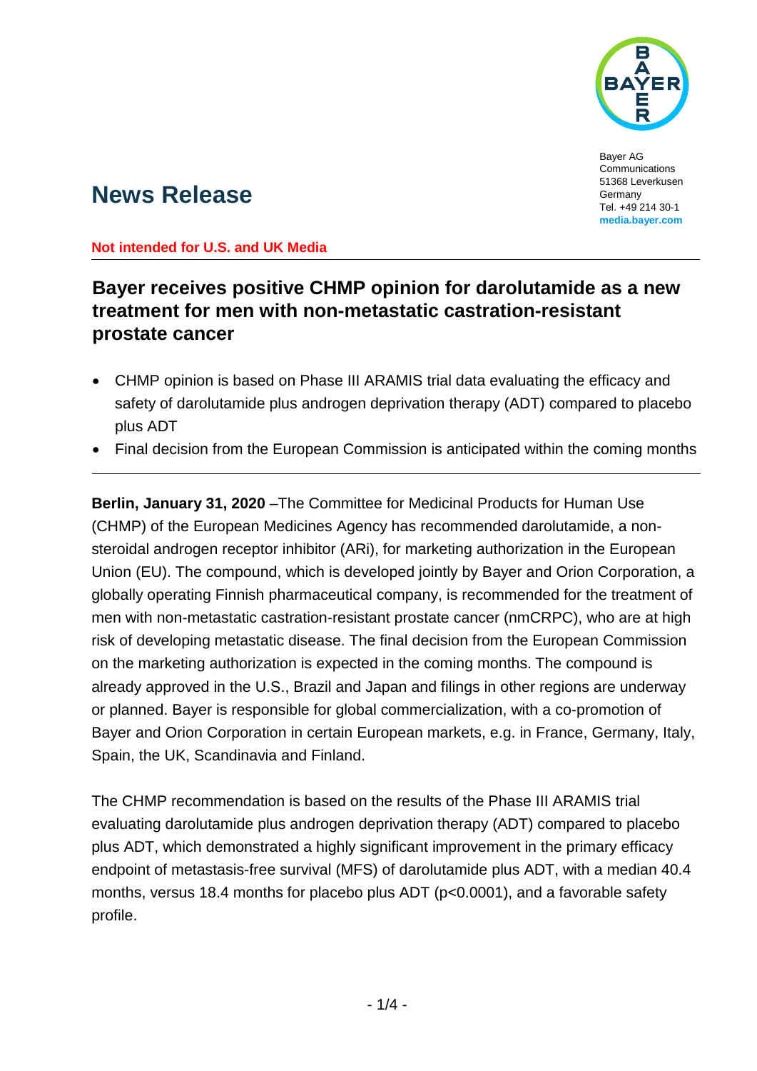Bayer AG
Communications
51368 Leverkusen
Germany
Tel. +49 214 30-1
**media.bayer.com**

# News Release

**Not intended for U.S. and UK Media**

## Bayer receives positive CHMP opinion for darolutamide as a new treatment for men with non-metastatic castration-resistant prostate cancer

- CHMP opinion is based on Phase III ARAMIS trial data evaluating the efficacy and safety of darolutamide plus androgen deprivation therapy (ADT) compared to placebo plus ADT
- Final decision from the European Commission is anticipated within the coming months

**Berlin, January 31, 2020** –The Committee for Medicinal Products for Human Use (CHMP) of the European Medicines Agency has recommended darolutamide, a non-steroidal androgen receptor inhibitor (ARi), for marketing authorization in the European Union (EU). The compound, which is developed jointly by Bayer and Orion Corporation, a globally operating Finnish pharmaceutical company, is recommended for the treatment of men with non-metastatic castration-resistant prostate cancer (nmCRPC), who are at high risk of developing metastatic disease. The final decision from the European Commission on the marketing authorization is expected in the coming months. The compound is already approved in the U.S., Brazil and Japan and filings in other regions are underway or planned. Bayer is responsible for global commercialization, with a co-promotion of Bayer and Orion Corporation in certain European markets, e.g. in France, Germany, Italy, Spain, the UK, Scandinavia and Finland.

The CHMP recommendation is based on the results of the Phase III ARAMIS trial evaluating darolutamide plus androgen deprivation therapy (ADT) compared to placebo plus ADT, which demonstrated a highly significant improvement in the primary efficacy endpoint of metastasis-free survival (MFS) of darolutamide plus ADT, with a median 40.4 months, versus 18.4 months for placebo plus ADT ($p<0.0001$), and a favorable safety profile.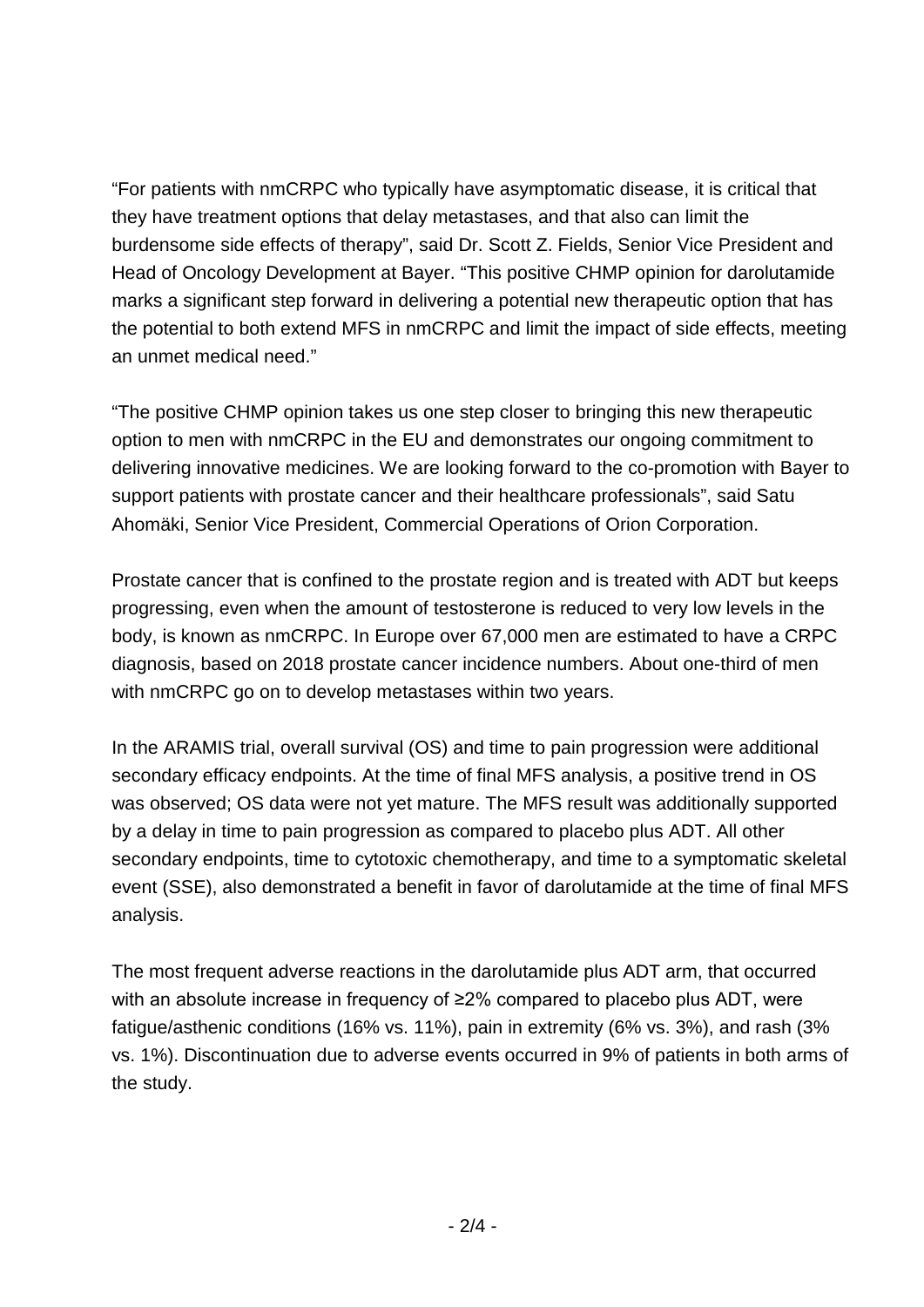“For patients with nmCRPC who typically have asymptomatic disease, it is critical that they have treatment options that delay metastases, and that also can limit the burdensome side effects of therapy”, said Dr. Scott Z. Fields, Senior Vice President and Head of Oncology Development at Bayer. “This positive CHMP opinion for darolutamide marks a significant step forward in delivering a potential new therapeutic option that has the potential to both extend MFS in nmCRPC and limit the impact of side effects, meeting an unmet medical need.”

“The positive CHMP opinion takes us one step closer to bringing this new therapeutic option to men with nmCRPC in the EU and demonstrates our ongoing commitment to delivering innovative medicines. We are looking forward to the co-promotion with Bayer to support patients with prostate cancer and their healthcare professionals”, said Satu Ahomäki, Senior Vice President, Commercial Operations of Orion Corporation.

Prostate cancer that is confined to the prostate region and is treated with ADT but keeps progressing, even when the amount of testosterone is reduced to very low levels in the body, is known as nmCRPC. In Europe over 67,000 men are estimated to have a CRPC diagnosis, based on 2018 prostate cancer incidence numbers. About one-third of men with nmCRPC go on to develop metastases within two years.

In the ARAMIS trial, overall survival (OS) and time to pain progression were additional secondary efficacy endpoints. At the time of final MFS analysis, a positive trend in OS was observed; OS data were not yet mature. The MFS result was additionally supported by a delay in time to pain progression as compared to placebo plus ADT. All other secondary endpoints, time to cytotoxic chemotherapy, and time to a symptomatic skeletal event (SSE), also demonstrated a benefit in favor of darolutamide at the time of final MFS analysis.

The most frequent adverse reactions in the darolutamide plus ADT arm, that occurred with an absolute increase in frequency of ≥2% compared to placebo plus ADT, were fatigue/asthenic conditions (16% vs. 11%), pain in extremity (6% vs. 3%), and rash (3% vs. 1%). Discontinuation due to adverse events occurred in 9% of patients in both arms of the study.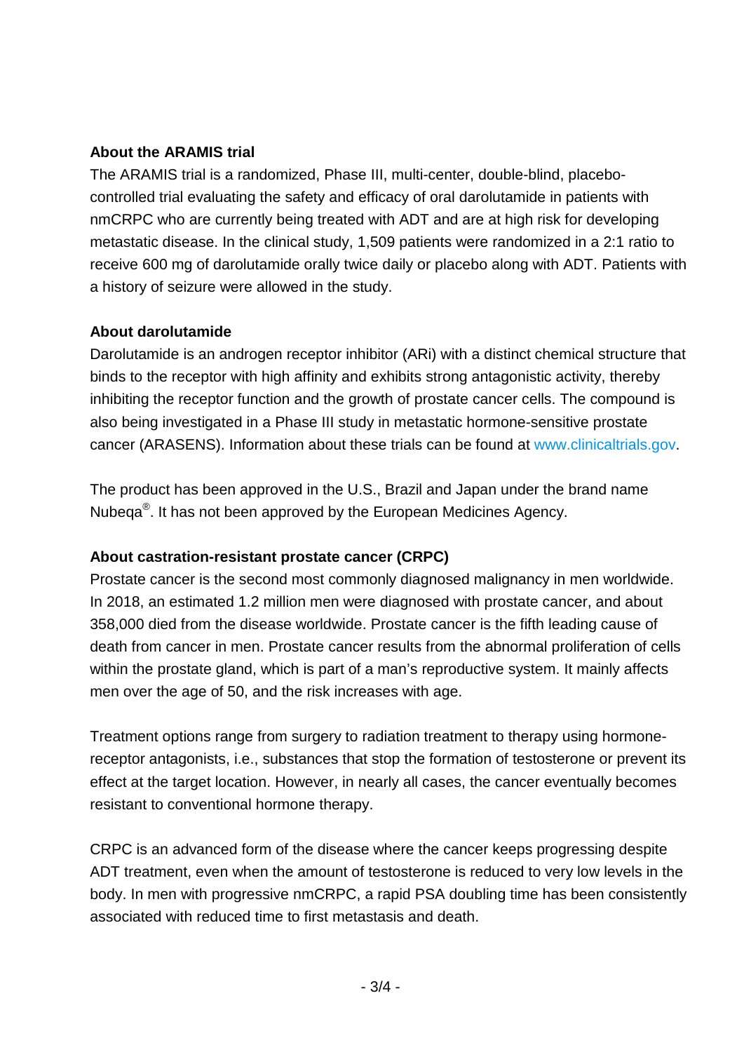**About the ARAMIS trial**

The ARAMIS trial is a randomized, Phase III, multi-center, double-blind, placebo-controlled trial evaluating the safety and efficacy of oral darolutamide in patients with nmCRPC who are currently being treated with ADT and are at high risk for developing metastatic disease. In the clinical study, 1,509 patients were randomized in a 2:1 ratio to receive 600 mg of darolutamide orally twice daily or placebo along with ADT. Patients with a history of seizure were allowed in the study.

**About darolutamide**

Darolutamide is an androgen receptor inhibitor (ARi) with a distinct chemical structure that binds to the receptor with high affinity and exhibits strong antagonistic activity, thereby inhibiting the receptor function and the growth of prostate cancer cells. The compound is also being investigated in a Phase III study in metastatic hormone-sensitive prostate cancer (ARASENS). Information about these trials can be found at www.clinicaltrials.gov.

The product has been approved in the U.S., Brazil and Japan under the brand name Nubeqa®. It has not been approved by the European Medicines Agency.

**About castration-resistant prostate cancer (CRPC)**

Prostate cancer is the second most commonly diagnosed malignancy in men worldwide. In 2018, an estimated 1.2 million men were diagnosed with prostate cancer, and about 358,000 died from the disease worldwide. Prostate cancer is the fifth leading cause of death from cancer in men. Prostate cancer results from the abnormal proliferation of cells within the prostate gland, which is part of a man's reproductive system. It mainly affects men over the age of 50, and the risk increases with age.

Treatment options range from surgery to radiation treatment to therapy using hormone-receptor antagonists, i.e., substances that stop the formation of testosterone or prevent its effect at the target location. However, in nearly all cases, the cancer eventually becomes resistant to conventional hormone therapy.

CRPC is an advanced form of the disease where the cancer keeps progressing despite ADT treatment, even when the amount of testosterone is reduced to very low levels in the body. In men with progressive nmCRPC, a rapid PSA doubling time has been consistently associated with reduced time to first metastasis and death.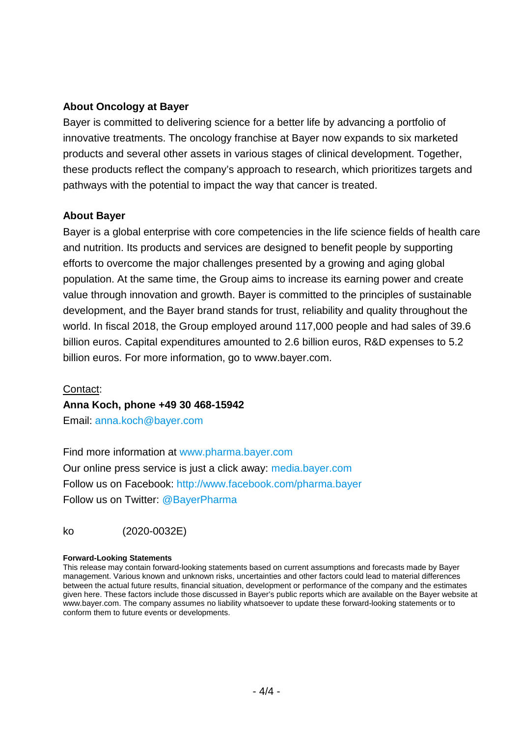**About Oncology at Bayer**

Bayer is committed to delivering science for a better life by advancing a portfolio of innovative treatments. The oncology franchise at Bayer now expands to six marketed products and several other assets in various stages of clinical development. Together, these products reflect the company's approach to research, which prioritizes targets and pathways with the potential to impact the way that cancer is treated.

**About Bayer**

Bayer is a global enterprise with core competencies in the life science fields of health care and nutrition. Its products and services are designed to benefit people by supporting efforts to overcome the major challenges presented by a growing and aging global population. At the same time, the Group aims to increase its earning power and create value through innovation and growth. Bayer is committed to the principles of sustainable development, and the Bayer brand stands for trust, reliability and quality throughout the world. In fiscal 2018, the Group employed around 117,000 people and had sales of 39.6 billion euros. Capital expenditures amounted to 2.6 billion euros, R&D expenses to 5.2 billion euros. For more information, go to www.bayer.com.

Contact:

**Anna Koch, phone +49 30 468-15942**

Email: anna.koch@bayer.com

Find more information at www.pharma.bayer.com

Our online press service is just a click away: media.bayer.com

Follow us on Facebook: http://www.facebook.com/pharma.bayer

Follow us on Twitter: @BayerPharma

ko (2020-0032E)

**Forward-Looking Statements**

This release may contain forward-looking statements based on current assumptions and forecasts made by Bayer management. Various known and unknown risks, uncertainties and other factors could lead to material differences between the actual future results, financial situation, development or performance of the company and the estimates given here. These factors include those discussed in Bayer's public reports which are available on the Bayer website at www.bayer.com. The company assumes no liability whatsoever to update these forward-looking statements or to conform them to future events or developments.